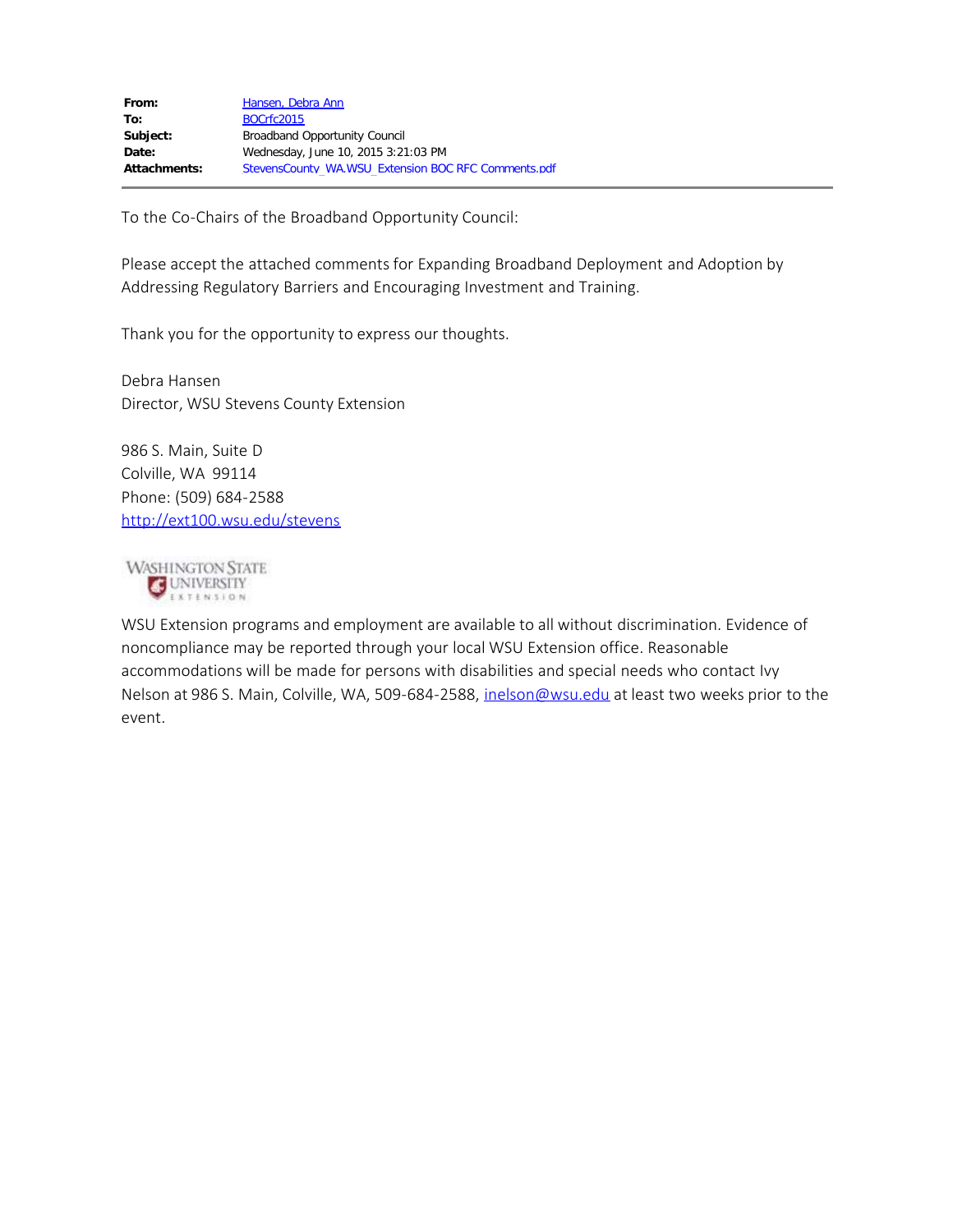**From:** Hansen, Debra Ann
**To:** BOCrfc2015
**Subject:** Broadband Opportunity Council
**Date:** Wednesday, June 10, 2015 3:21:03 PM
**Attachments:** StevensCounty_WA.WSU_Extension BOC RFC Comments.pdf

---

To the Co-Chairs of the Broadband Opportunity Council:

Please accept the attached comments for Expanding Broadband Deployment and Adoption by Addressing Regulatory Barriers and Encouraging Investment and Training.

Thank you for the opportunity to express our thoughts.

Debra Hansen
Director, WSU Stevens County Extension

986 S. Main, Suite D
Colville, WA 99114
Phone: (509) 684-2588
http://ext100.wsu.edu/stevens

Washington State University Extension

WSU Extension programs and employment are available to all without discrimination. Evidence of noncompliance may be reported through your local WSU Extension office. Reasonable accommodations will be made for persons with disabilities and special needs who contact Ivy Nelson at 986 S. Main, Colville, WA, 509-684-2588, inelson@wsu.edu at least two weeks prior to the event.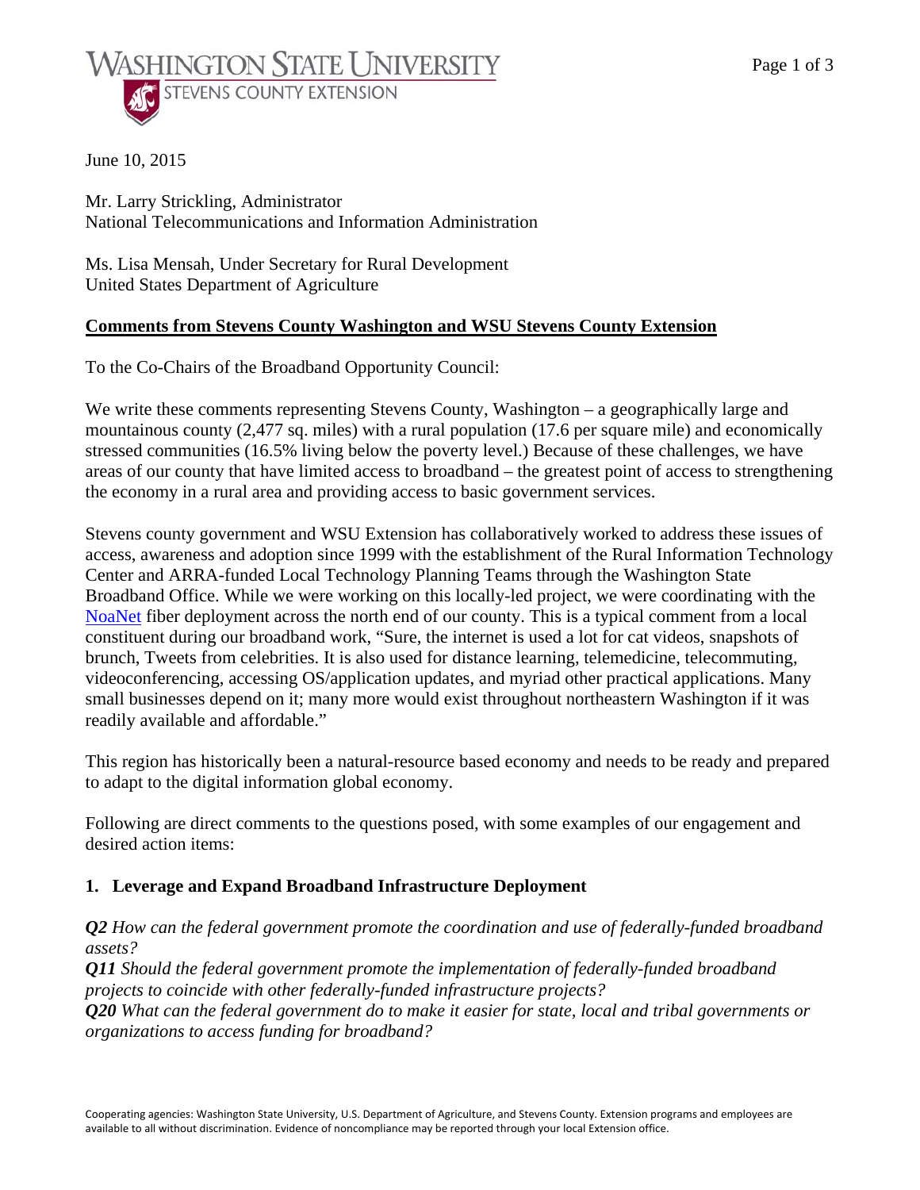June 10, 2015

Mr. Larry Strickling, Administrator
National Telecommunications and Information Administration

Ms. Lisa Mensah, Under Secretary for Rural Development
United States Department of Agriculture

**Comments from Stevens County Washington and WSU Stevens County Extension**

To the Co-Chairs of the Broadband Opportunity Council:

We write these comments representing Stevens County, Washington – a geographically large and mountainous county (2,477 sq. miles) with a rural population (17.6 per square mile) and economically stressed communities (16.5% living below the poverty level.) Because of these challenges, we have areas of our county that have limited access to broadband – the greatest point of access to strengthening the economy in a rural area and providing access to basic government services.

Stevens county government and WSU Extension has collaboratively worked to address these issues of access, awareness and adoption since 1999 with the establishment of the Rural Information Technology Center and ARRA-funded Local Technology Planning Teams through the Washington State Broadband Office. While we were working on this locally-led project, we were coordinating with the NoaNet fiber deployment across the north end of our county. This is a typical comment from a local constituent during our broadband work, "Sure, the internet is used a lot for cat videos, snapshots of brunch, Tweets from celebrities. It is also used for distance learning, telemedicine, telecommuting, videoconferencing, accessing OS/application updates, and myriad other practical applications. Many small businesses depend on it; many more would exist throughout northeastern Washington if it was readily available and affordable."

This region has historically been a natural-resource based economy and needs to be ready and prepared to adapt to the digital information global economy.

Following are direct comments to the questions posed, with some examples of our engagement and desired action items:

## 1. Leverage and Expand Broadband Infrastructure Deployment

***Q2*** *How can the federal government promote the coordination and use of federally-funded broadband assets?*
***Q11*** *Should the federal government promote the implementation of federally-funded broadband projects to coincide with other federally-funded infrastructure projects?*
***Q20*** *What can the federal government do to make it easier for state, local and tribal governments or organizations to access funding for broadband?*

Cooperating agencies: Washington State University, U.S. Department of Agriculture, and Stevens County. Extension programs and employees are available to all without discrimination. Evidence of noncompliance may be reported through your local Extension office.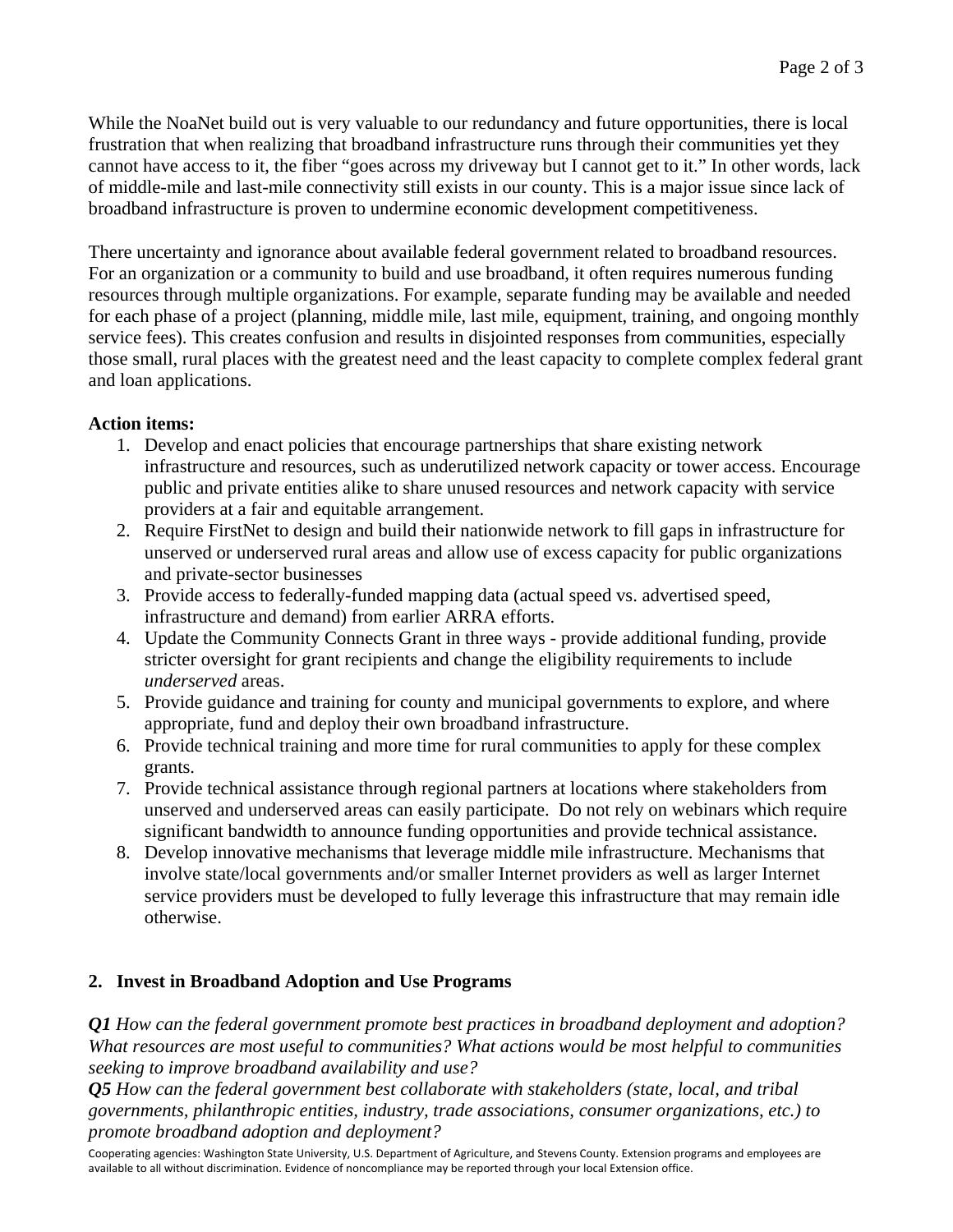While the NoaNet build out is very valuable to our redundancy and future opportunities, there is local frustration that when realizing that broadband infrastructure runs through their communities yet they cannot have access to it, the fiber "goes across my driveway but I cannot get to it." In other words, lack of middle-mile and last-mile connectivity still exists in our county. This is a major issue since lack of broadband infrastructure is proven to undermine economic development competitiveness.

There uncertainty and ignorance about available federal government related to broadband resources. For an organization or a community to build and use broadband, it often requires numerous funding resources through multiple organizations. For example, separate funding may be available and needed for each phase of a project (planning, middle mile, last mile, equipment, training, and ongoing monthly service fees). This creates confusion and results in disjointed responses from communities, especially those small, rural places with the greatest need and the least capacity to complete complex federal grant and loan applications.

**Action items:**

1. Develop and enact policies that encourage partnerships that share existing network infrastructure and resources, such as underutilized network capacity or tower access. Encourage public and private entities alike to share unused resources and network capacity with service providers at a fair and equitable arrangement.
2. Require FirstNet to design and build their nationwide network to fill gaps in infrastructure for unserved or underserved rural areas and allow use of excess capacity for public organizations and private-sector businesses
3. Provide access to federally-funded mapping data (actual speed vs. advertised speed, infrastructure and demand) from earlier ARRA efforts.
4. Update the Community Connects Grant in three ways - provide additional funding, provide stricter oversight for grant recipients and change the eligibility requirements to include *underserved* areas.
5. Provide guidance and training for county and municipal governments to explore, and where appropriate, fund and deploy their own broadband infrastructure.
6. Provide technical training and more time for rural communities to apply for these complex grants.
7. Provide technical assistance through regional partners at locations where stakeholders from unserved and underserved areas can easily participate. Do not rely on webinars which require significant bandwidth to announce funding opportunities and provide technical assistance.
8. Develop innovative mechanisms that leverage middle mile infrastructure. Mechanisms that involve state/local governments and/or smaller Internet providers as well as larger Internet service providers must be developed to fully leverage this infrastructure that may remain idle otherwise.

## 2. Invest in Broadband Adoption and Use Programs

***Q1*** *How can the federal government promote best practices in broadband deployment and adoption? What resources are most useful to communities? What actions would be most helpful to communities seeking to improve broadband availability and use?*

***Q5*** *How can the federal government best collaborate with stakeholders (state, local, and tribal governments, philanthropic entities, industry, trade associations, consumer organizations, etc.) to promote broadband adoption and deployment?*

Cooperating agencies: Washington State University, U.S. Department of Agriculture, and Stevens County. Extension programs and employees are available to all without discrimination. Evidence of noncompliance may be reported through your local Extension office.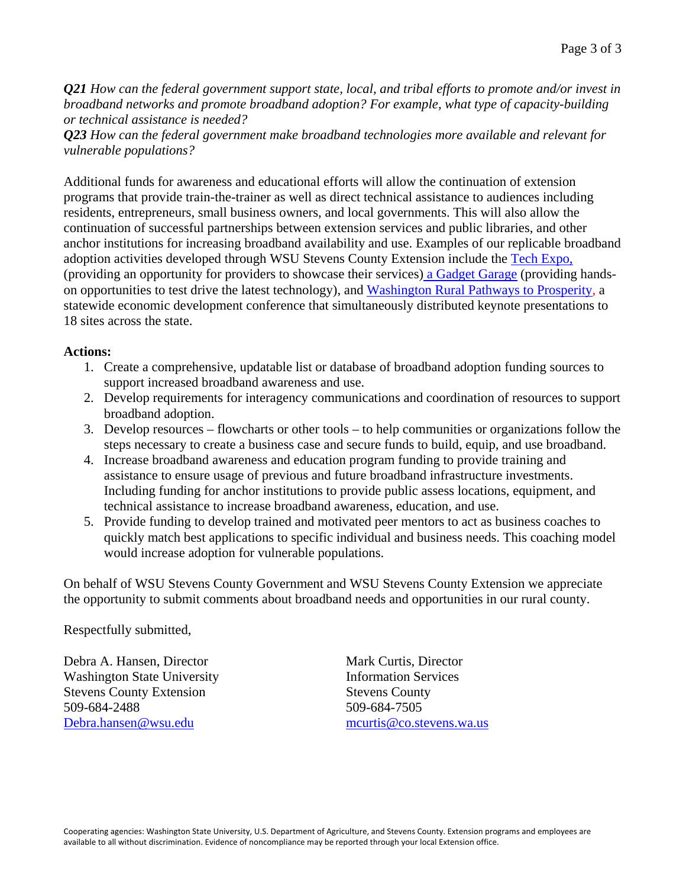***Q21*** *How can the federal government support state, local, and tribal efforts to promote and/or invest in broadband networks and promote broadband adoption? For example, what type of capacity-building or technical assistance is needed?*

***Q23*** *How can the federal government make broadband technologies more available and relevant for vulnerable populations?*

Additional funds for awareness and educational efforts will allow the continuation of extension programs that provide train-the-trainer as well as direct technical assistance to audiences including residents, entrepreneurs, small business owners, and local governments. This will also allow the continuation of successful partnerships between extension services and public libraries, and other anchor institutions for increasing broadband availability and use. Examples of our replicable broadband adoption activities developed through WSU Stevens County Extension include the Tech Expo, (providing an opportunity for providers to showcase their services) a Gadget Garage (providing hands-on opportunities to test drive the latest technology), and Washington Rural Pathways to Prosperity, a statewide economic development conference that simultaneously distributed keynote presentations to 18 sites across the state.

**Actions:**

1. Create a comprehensive, updatable list or database of broadband adoption funding sources to support increased broadband awareness and use.
2. Develop requirements for interagency communications and coordination of resources to support broadband adoption.
3. Develop resources – flowcharts or other tools – to help communities or organizations follow the steps necessary to create a business case and secure funds to build, equip, and use broadband.
4. Increase broadband awareness and education program funding to provide training and assistance to ensure usage of previous and future broadband infrastructure investments. Including funding for anchor institutions to provide public assess locations, equipment, and technical assistance to increase broadband awareness, education, and use.
5. Provide funding to develop trained and motivated peer mentors to act as business coaches to quickly match best applications to specific individual and business needs. This coaching model would increase adoption for vulnerable populations.

On behalf of WSU Stevens County Government and WSU Stevens County Extension we appreciate the opportunity to submit comments about broadband needs and opportunities in our rural county.

Respectfully submitted,

Debra A. Hansen, Director
Washington State University
Stevens County Extension
509-684-2488
Debra.hansen@wsu.edu

Mark Curtis, Director
Information Services
Stevens County
509-684-7505
mcurtis@co.stevens.wa.us

Cooperating agencies: Washington State University, U.S. Department of Agriculture, and Stevens County. Extension programs and employees are available to all without discrimination. Evidence of noncompliance may be reported through your local Extension office.